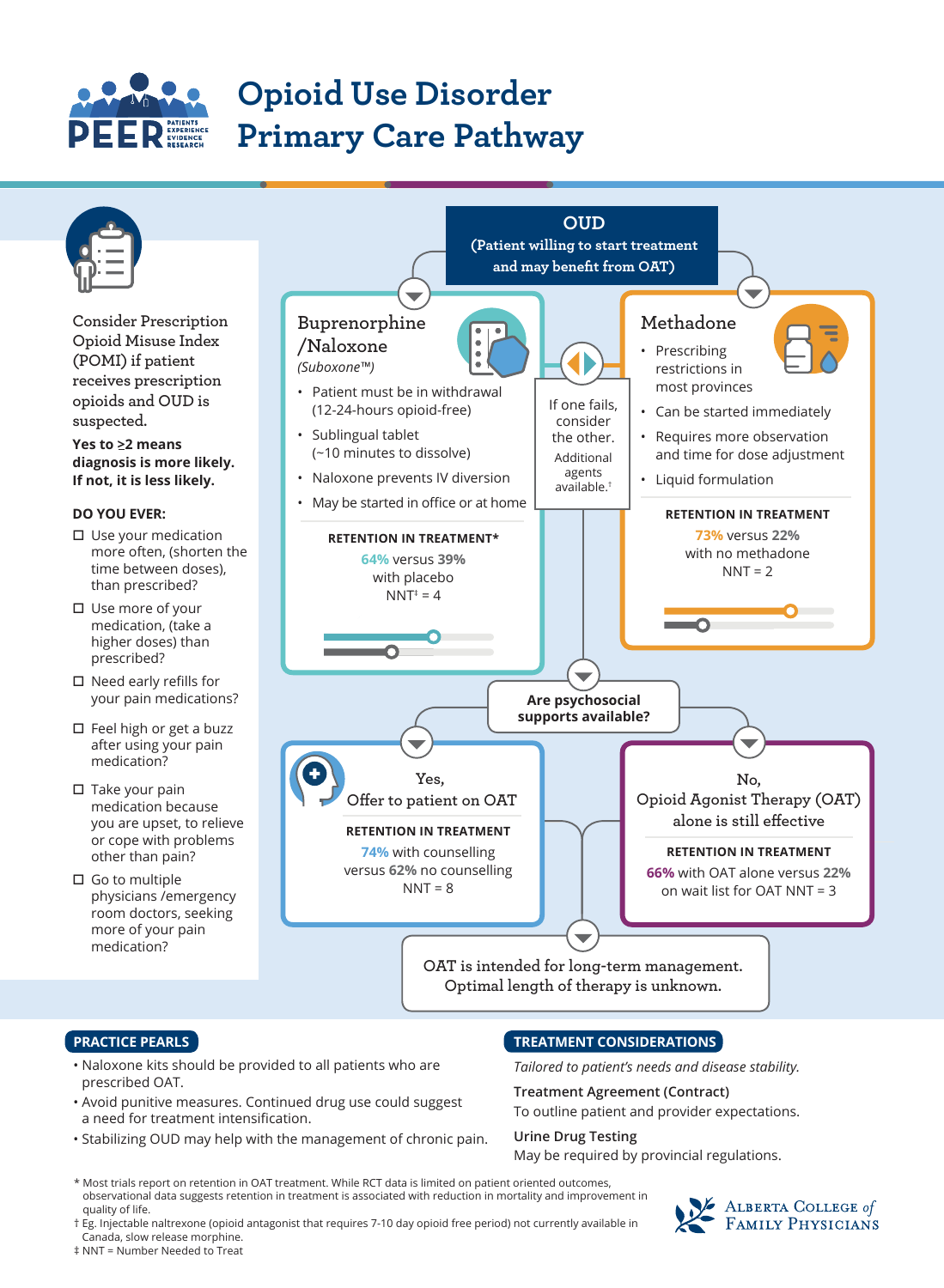# Opioid Use Disorder Primary Care Pathway

PEER — Patients Experience Evidence Research

Consider Prescription Opioid Misuse Index (POMI) if patient receives prescription opioids and OUD is suspected.

**Yes to ≥2 means diagnosis is more likely. If not, it is less likely.**

**DO YOU EVER:**

- ☐ Use your medication more often, (shorten the time between doses), than prescribed?
- ☐ Use more of your medication, (take a higher doses) than prescribed?
- ☐ Need early refills for your pain medications?
- ☐ Feel high or get a buzz after using your pain medication?
- ☐ Take your pain medication because you are upset, to relieve or cope with problems other than pain?
- ☐ Go to multiple physicians /emergency room doctors, seeking more of your pain medication?

## OUD
(Patient willing to start treatment and may benefit from OAT)

### Buprenorphine /Naloxone
*(Suboxone™)*

- Patient must be in withdrawal (12-24-hours opioid-free)
- Sublingual tablet (~10 minutes to dissolve)
- Naloxone prevents IV diversion
- May be started in office or at home

**RETENTION IN TREATMENT***

**64%** versus **39%** with placebo
NNT‡ = 4

### Methadone

- Prescribing restrictions in most provinces
- Can be started immediately
- Requires more observation and time for dose adjustment
- Liquid formulation

**RETENTION IN TREATMENT**

**73%** versus **22%** with no methadone
NNT = 2

If one fails, consider the other.
Additional agents available.†

### Are psychosocial supports available?

**Yes, Offer to patient on OAT**

**RETENTION IN TREATMENT**

**74%** with counselling versus **62%** no counselling
NNT = 8

**No, Opioid Agonist Therapy (OAT) alone is still effective**

**RETENTION IN TREATMENT**

**66%** with OAT alone versus **22%** on wait list for OAT NNT = 3

OAT is intended for long-term management. Optimal length of therapy is unknown.

## PRACTICE PEARLS

- Naloxone kits should be provided to all patients who are prescribed OAT.
- Avoid punitive measures. Continued drug use could suggest a need for treatment intensification.
- Stabilizing OUD may help with the management of chronic pain.

## TREATMENT CONSIDERATIONS

*Tailored to patient's needs and disease stability.*

**Treatment Agreement (Contract)**
To outline patient and provider expectations.

**Urine Drug Testing**
May be required by provincial regulations.

\* Most trials report on retention in OAT treatment. While RCT data is limited on patient oriented outcomes, observational data suggests retention in treatment is associated with reduction in mortality and improvement in quality of life.
† Eg. Injectable naltrexone (opioid antagonist that requires 7-10 day opioid free period) not currently available in Canada, slow release morphine.
‡ NNT = Number Needed to Treat

Alberta College of Family Physicians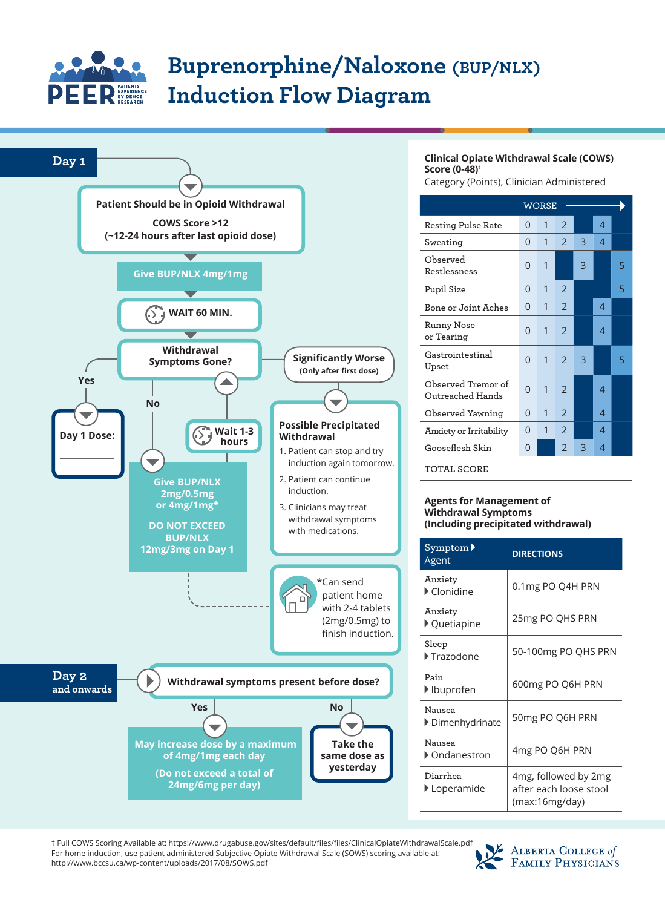# Buprenorphine/Naloxone (BUP/NLX) Induction Flow Diagram

## Day 1

**Patient Should be in Opioid Withdrawal**

**COWS Score >12**
**(~12-24 hours after last opioid dose)**

↓

**Give BUP/NLX 4mg/1mg**

↓

**WAIT 60 MIN.**

↓

**Withdrawal Symptoms Gone?**

- **Yes** → **Day 1 Dose:** ____________
- **No** → **Give BUP/NLX 2mg/0.5mg or 4mg/1mg***
  - **DO NOT EXCEED BUP/NLX 12mg/3mg on Day 1**
  - **Wait 1-3 hours** → back to **Withdrawal Symptoms Gone?**

**Significantly Worse (Only after first dose)** →

**Possible Precipitated Withdrawal**

1. Patient can stop and try induction again tomorrow.
2. Patient can continue induction.
3. Clinicians may treat withdrawal symptoms with medications.

*Can send patient home with 2-4 tablets (2mg/0.5mg) to finish induction.

## Day 2 and onwards

**Withdrawal symptoms present before dose?**

- **Yes** → **May increase dose by a maximum of 4mg/1mg each day**
  **(Do not exceed a total of 24mg/6mg per day)**
- **No** → **Take the same dose as yesterday**

---

### Clinical Opiate Withdrawal Scale (COWS) Score (0-48)†

Category (Points), Clinician Administered

| | WORSE → | | | | | |
|---|---|---|---|---|---|---|
| Resting Pulse Rate | 0 | 1 | 2 | | 4 | |
| Sweating | 0 | 1 | 2 | 3 | 4 | |
| Observed Restlessness | 0 | 1 | | 3 | | 5 |
| Pupil Size | 0 | 1 | 2 | | | 5 |
| Bone or Joint Aches | 0 | 1 | 2 | | 4 | |
| Runny Nose or Tearing | 0 | 1 | 2 | | 4 | |
| Gastrointestinal Upset | 0 | 1 | 2 | 3 | | 5 |
| Observed Tremor of Outreached Hands | 0 | 1 | 2 | | 4 | |
| Observed Yawning | 0 | 1 | 2 | | 4 | |
| Anxiety or Irritability | 0 | 1 | 2 | | 4 | |
| Gooseflesh Skin | 0 | | 2 | 3 | 4 | |
| TOTAL SCORE | | | | | | |

### Agents for Management of Withdrawal Symptoms (Including precipitated withdrawal)

| Symptom ▶ Agent | DIRECTIONS |
|---|---|
| Anxiety ▶ Clonidine | 0.1mg PO Q4H PRN |
| Anxiety ▶ Quetiapine | 25mg PO QHS PRN |
| Sleep ▶ Trazodone | 50-100mg PO QHS PRN |
| Pain ▶ Ibuprofen | 600mg PO Q6H PRN |
| Nausea ▶ Dimenhydrinate | 50mg PO Q6H PRN |
| Nausea ▶ Ondanestron | 4mg PO Q6H PRN |
| Diarrhea ▶ Loperamide | 4mg, followed by 2mg after each loose stool (max:16mg/day) |

† Full COWS Scoring Available at: https://www.drugabuse.gov/sites/default/files/files/ClinicalOpiateWithdrawalScale.pdf
For home induction, use patient administered Subjective Opiate Withdrawal Scale (SOWS) scoring available at: http://www.bccsu.ca/wp-content/uploads/2017/08/SOWS.pdf

Alberta College of Family Physicians